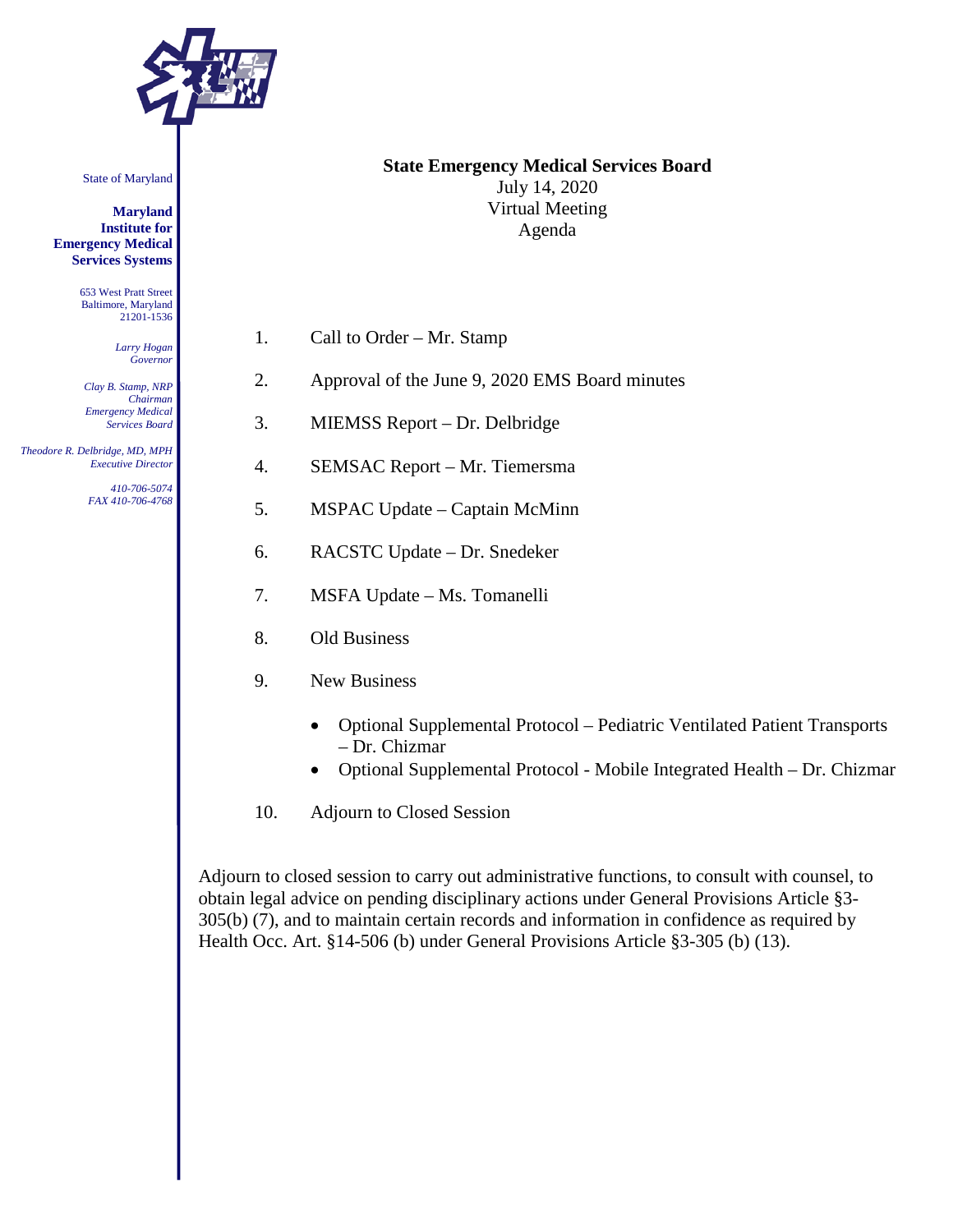State of Maryland

**Maryland Institute for Emergency Medical Services Systems**

653 West Pratt Street
Baltimore, Maryland
21201-1536

*Larry Hogan*
*Governor*

*Clay B. Stamp, NRP*
*Chairman*
*Emergency Medical Services Board*

*Theodore R. Delbridge, MD, MPH*
*Executive Director*

*410-706-5074*
*FAX 410-706-4768*

**State Emergency Medical Services Board**
July 14, 2020
Virtual Meeting
Agenda

1. Call to Order – Mr. Stamp
2. Approval of the June 9, 2020 EMS Board minutes
3. MIEMSS Report – Dr. Delbridge
4. SEMSAC Report – Mr. Tiemersma
5. MSPAC Update – Captain McMinn
6. RACSTC Update – Dr. Snedeker
7. MSFA Update – Ms. Tomanelli
8. Old Business
9. New Business
   - Optional Supplemental Protocol – Pediatric Ventilated Patient Transports – Dr. Chizmar
   - Optional Supplemental Protocol - Mobile Integrated Health – Dr. Chizmar
10. Adjourn to Closed Session

Adjourn to closed session to carry out administrative functions, to consult with counsel, to obtain legal advice on pending disciplinary actions under General Provisions Article §3-305(b) (7), and to maintain certain records and information in confidence as required by Health Occ. Art. §14-506 (b) under General Provisions Article §3-305 (b) (13).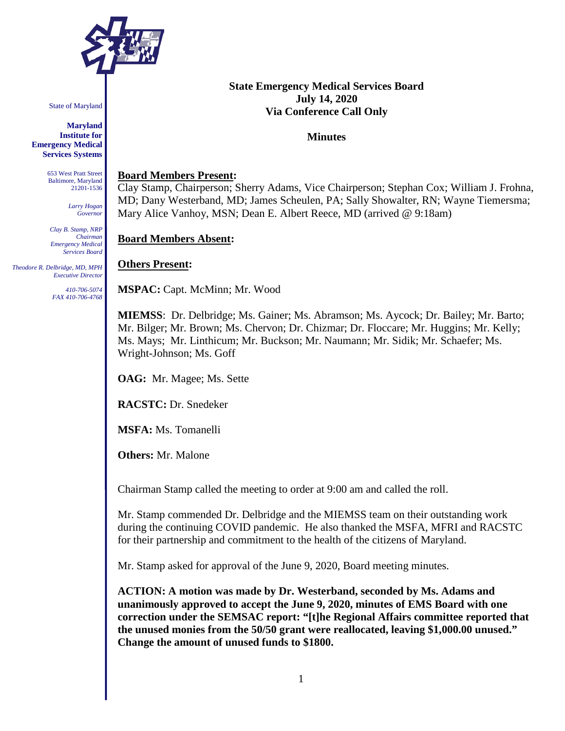State of Maryland

**Maryland Institute for Emergency Medical Services Systems**

653 West Pratt Street
Baltimore, Maryland
21201-1536

*Larry Hogan*
*Governor*

*Clay B. Stamp, NRP*
*Chairman*
*Emergency Medical Services Board*

*Theodore R. Delbridge, MD, MPH*
*Executive Director*

*410-706-5074*
*FAX 410-706-4768*

**State Emergency Medical Services Board**
**July 14, 2020**
**Via Conference Call Only**

**Minutes**

**Board Members Present:**
Clay Stamp, Chairperson; Sherry Adams, Vice Chairperson; Stephan Cox; William J. Frohna, MD; Dany Westerband, MD; James Scheulen, PA; Sally Showalter, RN; Wayne Tiemersma; Mary Alice Vanhoy, MSN; Dean E. Albert Reece, MD (arrived @ 9:18am)

**Board Members Absent:**

**Others Present:**

**MSPAC:** Capt. McMinn; Mr. Wood

**MIEMSS**: Dr. Delbridge; Ms. Gainer; Ms. Abramson; Ms. Aycock; Dr. Bailey; Mr. Barto; Mr. Bilger; Mr. Brown; Ms. Chervon; Dr. Chizmar; Dr. Floccare; Mr. Huggins; Mr. Kelly; Ms. Mays; Mr. Linthicum; Mr. Buckson; Mr. Naumann; Mr. Sidik; Mr. Schaefer; Ms. Wright-Johnson; Ms. Goff

**OAG:** Mr. Magee; Ms. Sette

**RACSTC:** Dr. Snedeker

**MSFA:** Ms. Tomanelli

**Others:** Mr. Malone

Chairman Stamp called the meeting to order at 9:00 am and called the roll.

Mr. Stamp commended Dr. Delbridge and the MIEMSS team on their outstanding work during the continuing COVID pandemic. He also thanked the MSFA, MFRI and RACSTC for their partnership and commitment to the health of the citizens of Maryland.

Mr. Stamp asked for approval of the June 9, 2020, Board meeting minutes.

**ACTION: A motion was made by Dr. Westerband, seconded by Ms. Adams and unanimously approved to accept the June 9, 2020, minutes of EMS Board with one correction under the SEMSAC report: "[t]he Regional Affairs committee reported that the unused monies from the 50/50 grant were reallocated, leaving $1,000.00 unused." Change the amount of unused funds to $1800.**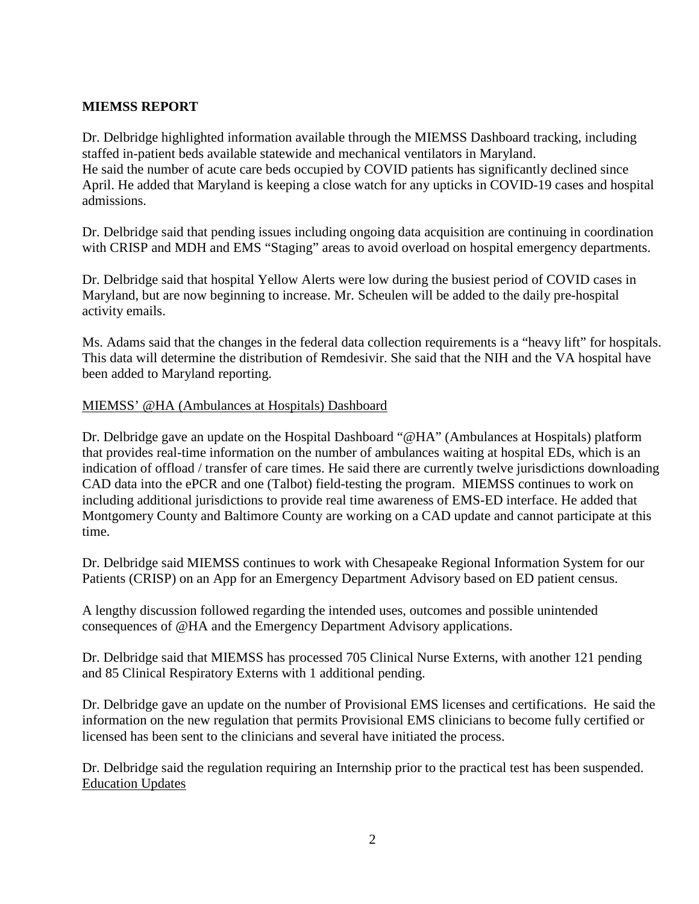## MIEMSS REPORT

Dr. Delbridge highlighted information available through the MIEMSS Dashboard tracking, including staffed in-patient beds available statewide and mechanical ventilators in Maryland.
He said the number of acute care beds occupied by COVID patients has significantly declined since April. He added that Maryland is keeping a close watch for any upticks in COVID-19 cases and hospital admissions.

Dr. Delbridge said that pending issues including ongoing data acquisition are continuing in coordination with CRISP and MDH and EMS "Staging" areas to avoid overload on hospital emergency departments.

Dr. Delbridge said that hospital Yellow Alerts were low during the busiest period of COVID cases in Maryland, but are now beginning to increase. Mr. Scheulen will be added to the daily pre-hospital activity emails.

Ms. Adams said that the changes in the federal data collection requirements is a "heavy lift" for hospitals. This data will determine the distribution of Remdesivir. She said that the NIH and the VA hospital have been added to Maryland reporting.

### MIEMSS' @HA (Ambulances at Hospitals) Dashboard

Dr. Delbridge gave an update on the Hospital Dashboard "@HA" (Ambulances at Hospitals) platform that provides real-time information on the number of ambulances waiting at hospital EDs, which is an indication of offload / transfer of care times. He said there are currently twelve jurisdictions downloading CAD data into the ePCR and one (Talbot) field-testing the program. MIEMSS continues to work on including additional jurisdictions to provide real time awareness of EMS-ED interface. He added that Montgomery County and Baltimore County are working on a CAD update and cannot participate at this time.

Dr. Delbridge said MIEMSS continues to work with Chesapeake Regional Information System for our Patients (CRISP) on an App for an Emergency Department Advisory based on ED patient census.

A lengthy discussion followed regarding the intended uses, outcomes and possible unintended consequences of @HA and the Emergency Department Advisory applications.

Dr. Delbridge said that MIEMSS has processed 705 Clinical Nurse Externs, with another 121 pending and 85 Clinical Respiratory Externs with 1 additional pending.

Dr. Delbridge gave an update on the number of Provisional EMS licenses and certifications. He said the information on the new regulation that permits Provisional EMS clinicians to become fully certified or licensed has been sent to the clinicians and several have initiated the process.

Dr. Delbridge said the regulation requiring an Internship prior to the practical test has been suspended.

### Education Updates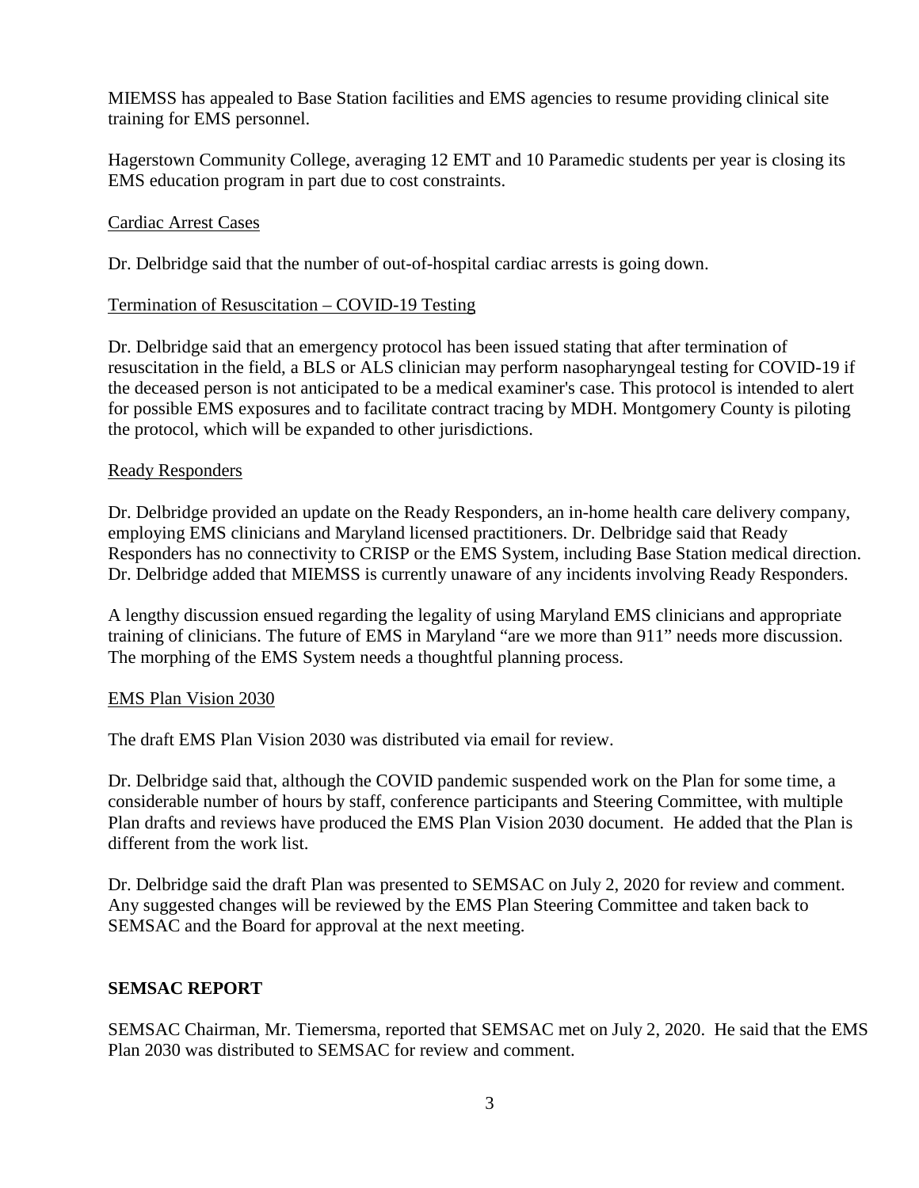MIEMSS has appealed to Base Station facilities and EMS agencies to resume providing clinical site training for EMS personnel.

Hagerstown Community College, averaging 12 EMT and 10 Paramedic students per year is closing its EMS education program in part due to cost constraints.

Cardiac Arrest Cases

Dr. Delbridge said that the number of out-of-hospital cardiac arrests is going down.

Termination of Resuscitation – COVID-19 Testing

Dr. Delbridge said that an emergency protocol has been issued stating that after termination of resuscitation in the field, a BLS or ALS clinician may perform nasopharyngeal testing for COVID-19 if the deceased person is not anticipated to be a medical examiner's case. This protocol is intended to alert for possible EMS exposures and to facilitate contract tracing by MDH. Montgomery County is piloting the protocol, which will be expanded to other jurisdictions.

Ready Responders

Dr. Delbridge provided an update on the Ready Responders, an in-home health care delivery company, employing EMS clinicians and Maryland licensed practitioners. Dr. Delbridge said that Ready Responders has no connectivity to CRISP or the EMS System, including Base Station medical direction. Dr. Delbridge added that MIEMSS is currently unaware of any incidents involving Ready Responders.

A lengthy discussion ensued regarding the legality of using Maryland EMS clinicians and appropriate training of clinicians. The future of EMS in Maryland "are we more than 911" needs more discussion. The morphing of the EMS System needs a thoughtful planning process.

EMS Plan Vision 2030

The draft EMS Plan Vision 2030 was distributed via email for review.

Dr. Delbridge said that, although the COVID pandemic suspended work on the Plan for some time, a considerable number of hours by staff, conference participants and Steering Committee, with multiple Plan drafts and reviews have produced the EMS Plan Vision 2030 document. He added that the Plan is different from the work list.

Dr. Delbridge said the draft Plan was presented to SEMSAC on July 2, 2020 for review and comment. Any suggested changes will be reviewed by the EMS Plan Steering Committee and taken back to SEMSAC and the Board for approval at the next meeting.

**SEMSAC REPORT**

SEMSAC Chairman, Mr. Tiemersma, reported that SEMSAC met on July 2, 2020. He said that the EMS Plan 2030 was distributed to SEMSAC for review and comment.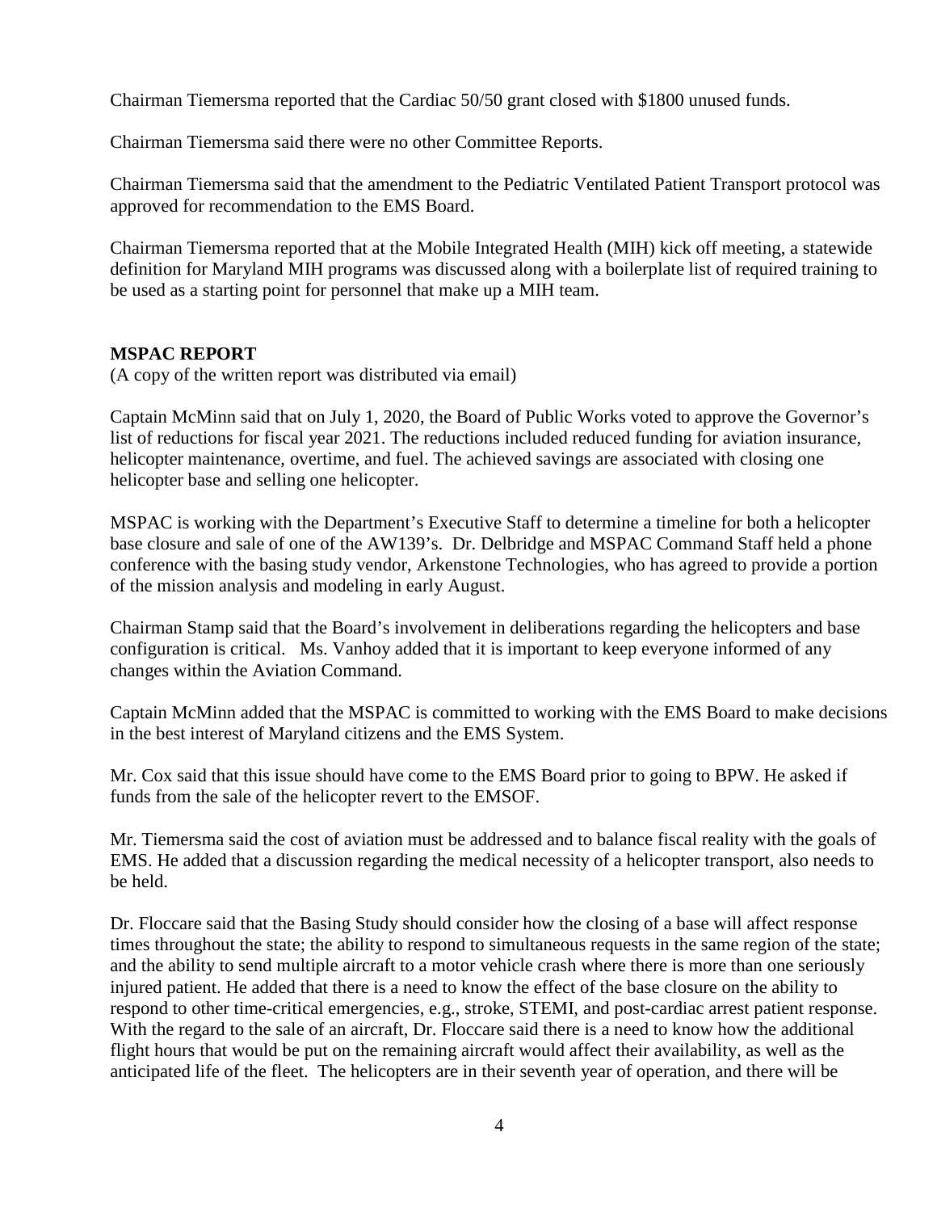Chairman Tiemersma reported that the Cardiac 50/50 grant closed with $1800 unused funds.

Chairman Tiemersma said there were no other Committee Reports.

Chairman Tiemersma said that the amendment to the Pediatric Ventilated Patient Transport protocol was approved for recommendation to the EMS Board.

Chairman Tiemersma reported that at the Mobile Integrated Health (MIH) kick off meeting, a statewide definition for Maryland MIH programs was discussed along with a boilerplate list of required training to be used as a starting point for personnel that make up a MIH team.

**MSPAC REPORT**

(A copy of the written report was distributed via email)

Captain McMinn said that on July 1, 2020, the Board of Public Works voted to approve the Governor's list of reductions for fiscal year 2021. The reductions included reduced funding for aviation insurance, helicopter maintenance, overtime, and fuel. The achieved savings are associated with closing one helicopter base and selling one helicopter.

MSPAC is working with the Department's Executive Staff to determine a timeline for both a helicopter base closure and sale of one of the AW139's. Dr. Delbridge and MSPAC Command Staff held a phone conference with the basing study vendor, Arkenstone Technologies, who has agreed to provide a portion of the mission analysis and modeling in early August.

Chairman Stamp said that the Board's involvement in deliberations regarding the helicopters and base configuration is critical. Ms. Vanhoy added that it is important to keep everyone informed of any changes within the Aviation Command.

Captain McMinn added that the MSPAC is committed to working with the EMS Board to make decisions in the best interest of Maryland citizens and the EMS System.

Mr. Cox said that this issue should have come to the EMS Board prior to going to BPW. He asked if funds from the sale of the helicopter revert to the EMSOF.

Mr. Tiemersma said the cost of aviation must be addressed and to balance fiscal reality with the goals of EMS. He added that a discussion regarding the medical necessity of a helicopter transport, also needs to be held.

Dr. Floccare said that the Basing Study should consider how the closing of a base will affect response times throughout the state; the ability to respond to simultaneous requests in the same region of the state; and the ability to send multiple aircraft to a motor vehicle crash where there is more than one seriously injured patient. He added that there is a need to know the effect of the base closure on the ability to respond to other time-critical emergencies, e.g., stroke, STEMI, and post-cardiac arrest patient response. With the regard to the sale of an aircraft, Dr. Floccare said there is a need to know how the additional flight hours that would be put on the remaining aircraft would affect their availability, as well as the anticipated life of the fleet. The helicopters are in their seventh year of operation, and there will be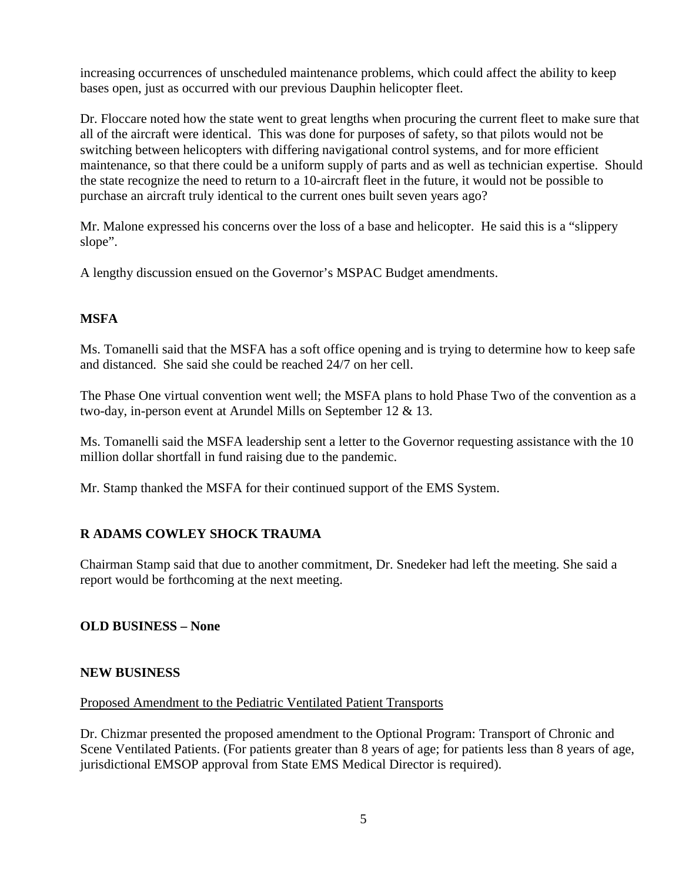increasing occurrences of unscheduled maintenance problems, which could affect the ability to keep bases open, just as occurred with our previous Dauphin helicopter fleet.

Dr. Floccare noted how the state went to great lengths when procuring the current fleet to make sure that all of the aircraft were identical. This was done for purposes of safety, so that pilots would not be switching between helicopters with differing navigational control systems, and for more efficient maintenance, so that there could be a uniform supply of parts and as well as technician expertise. Should the state recognize the need to return to a 10-aircraft fleet in the future, it would not be possible to purchase an aircraft truly identical to the current ones built seven years ago?

Mr. Malone expressed his concerns over the loss of a base and helicopter. He said this is a "slippery slope".

A lengthy discussion ensued on the Governor's MSPAC Budget amendments.

**MSFA**

Ms. Tomanelli said that the MSFA has a soft office opening and is trying to determine how to keep safe and distanced. She said she could be reached 24/7 on her cell.

The Phase One virtual convention went well; the MSFA plans to hold Phase Two of the convention as a two-day, in-person event at Arundel Mills on September 12 & 13.

Ms. Tomanelli said the MSFA leadership sent a letter to the Governor requesting assistance with the 10 million dollar shortfall in fund raising due to the pandemic.

Mr. Stamp thanked the MSFA for their continued support of the EMS System.

**R ADAMS COWLEY SHOCK TRAUMA**

Chairman Stamp said that due to another commitment, Dr. Snedeker had left the meeting. She said a report would be forthcoming at the next meeting.

**OLD BUSINESS – None**

**NEW BUSINESS**

Proposed Amendment to the Pediatric Ventilated Patient Transports

Dr. Chizmar presented the proposed amendment to the Optional Program: Transport of Chronic and Scene Ventilated Patients. (For patients greater than 8 years of age; for patients less than 8 years of age, jurisdictional EMSOP approval from State EMS Medical Director is required).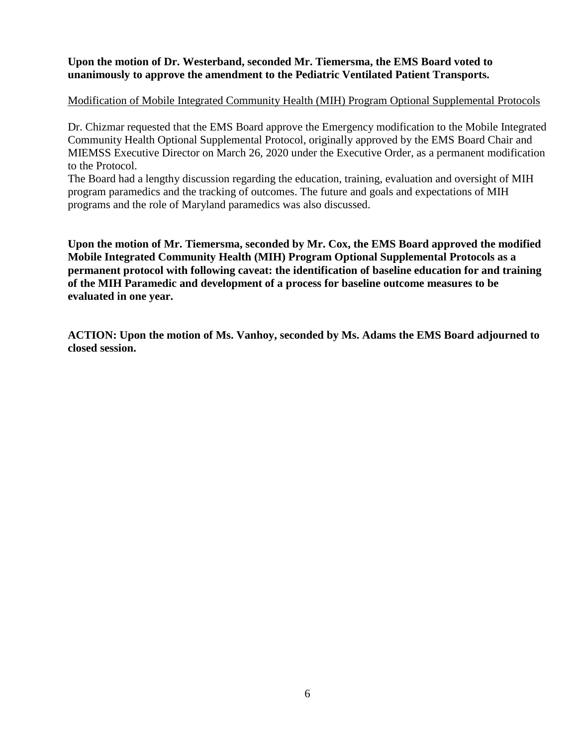**Upon the motion of Dr. Westerband, seconded Mr. Tiemersma, the EMS Board voted to unanimously to approve the amendment to the Pediatric Ventilated Patient Transports.**

<u>Modification of Mobile Integrated Community Health (MIH) Program Optional Supplemental Protocols</u>

Dr. Chizmar requested that the EMS Board approve the Emergency modification to the Mobile Integrated Community Health Optional Supplemental Protocol, originally approved by the EMS Board Chair and MIEMSS Executive Director on March 26, 2020 under the Executive Order, as a permanent modification to the Protocol.

The Board had a lengthy discussion regarding the education, training, evaluation and oversight of MIH program paramedics and the tracking of outcomes. The future and goals and expectations of MIH programs and the role of Maryland paramedics was also discussed.

**Upon the motion of Mr. Tiemersma, seconded by Mr. Cox, the EMS Board approved the modified Mobile Integrated Community Health (MIH) Program Optional Supplemental Protocols as a permanent protocol with following caveat: the identification of baseline education for and training of the MIH Paramedic and development of a process for baseline outcome measures to be evaluated in one year.**

**ACTION: Upon the motion of Ms. Vanhoy, seconded by Ms. Adams the EMS Board adjourned to closed session.**